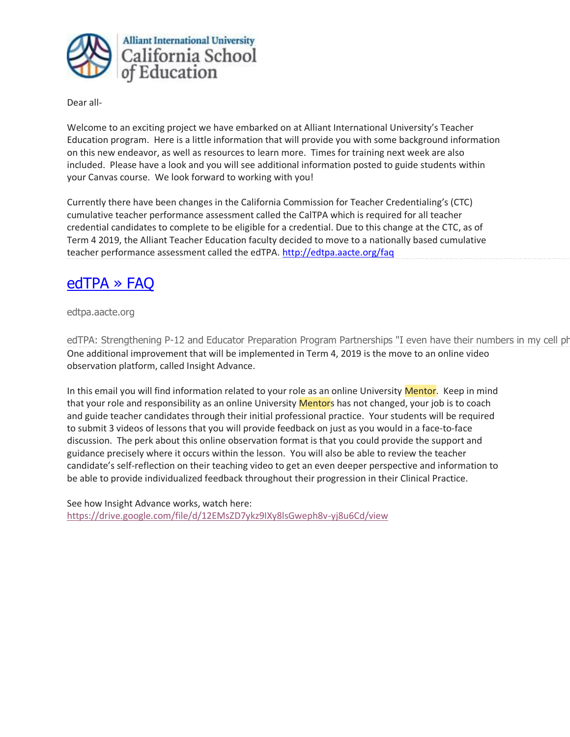Alliant International University
California School of Education

Dear all-

Welcome to an exciting project we have embarked on at Alliant International University's Teacher Education program. Here is a little information that will provide you with some background information on this new endeavor, as well as resources to learn more. Times for training next week are also included. Please have a look and you will see additional information posted to guide students within your Canvas course. We look forward to working with you!

Currently there have been changes in the California Commission for Teacher Credentialing's (CTC) cumulative teacher performance assessment called the CalTPA which is required for all teacher credential candidates to complete to be eligible for a credential. Due to this change at the CTC, as of Term 4 2019, the Alliant Teacher Education faculty decided to move to a nationally based cumulative teacher performance assessment called the edTPA. [http://edtpa.aacte.org/faq](http://edtpa.aacte.org/faq)

## [edTPA » FAQ](http://edtpa.aacte.org/faq)

edtpa.aacte.org

edTPA: Strengthening P-12 and Educator Preparation Program Partnerships "I even have their numbers in my cell ph

One additional improvement that will be implemented in Term 4, 2019 is the move to an online video observation platform, called Insight Advance.

In this email you will find information related to your role as an online University Mentor. Keep in mind that your role and responsibility as an online University Mentors has not changed, your job is to coach and guide teacher candidates through their initial professional practice. Your students will be required to submit 3 videos of lessons that you will provide feedback on just as you would in a face-to-face discussion. The perk about this online observation format is that you could provide the support and guidance precisely where it occurs within the lesson. You will also be able to review the teacher candidate's self-reflection on their teaching video to get an even deeper perspective and information to be able to provide individualized feedback throughout their progression in their Clinical Practice.

See how Insight Advance works, watch here:
[https://drive.google.com/file/d/12EMsZD7ykz9IXy8lsGweph8v-yj8u6Cd/view](https://drive.google.com/file/d/12EMsZD7ykz9IXy8lsGweph8v-yj8u6Cd/view)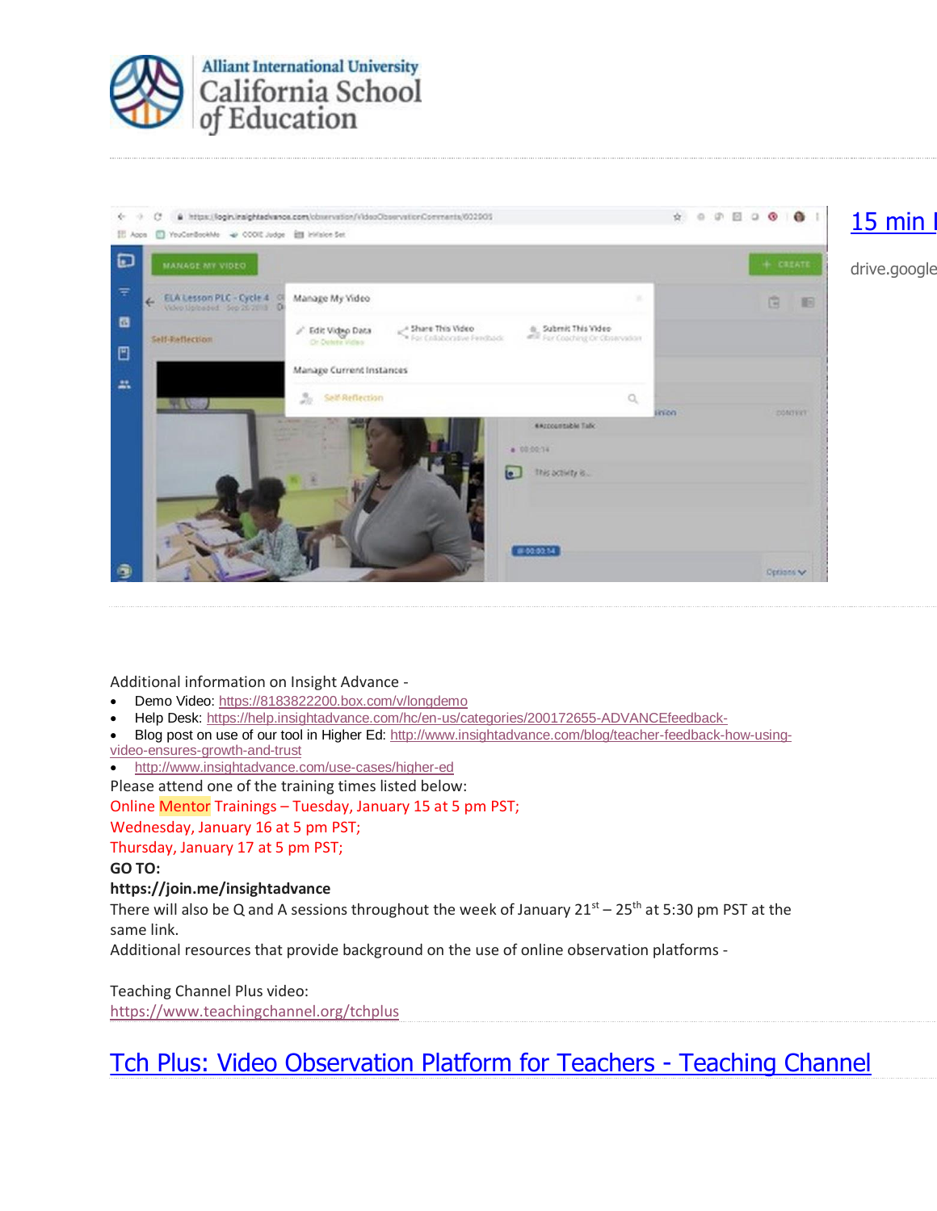Alliant International University
California School of Education

[15 min l](#)

drive.google

Additional information on Insight Advance -

- Demo Video: https://8183822200.box.com/v/longdemo
- Help Desk: https://help.insightadvance.com/hc/en-us/categories/200172655-ADVANCEfeedback-
- Blog post on use of our tool in Higher Ed: http://www.insightadvance.com/blog/teacher-feedback-how-using-video-ensures-growth-and-trust
- http://www.insightadvance.com/use-cases/higher-ed

Please attend one of the training times listed below:

Online Mentor Trainings – Tuesday, January 15 at 5 pm PST;
Wednesday, January 16 at 5 pm PST;
Thursday, January 17 at 5 pm PST;

**GO TO:**

**https://join.me/insightadvance**

There will also be Q and A sessions throughout the week of January 21st – 25th at 5:30 pm PST at the same link.

Additional resources that provide background on the use of online observation platforms -

Teaching Channel Plus video:
https://www.teachingchannel.org/tchplus

[Tch Plus: Video Observation Platform for Teachers - Teaching Channel](https://www.teachingchannel.org/tchplus)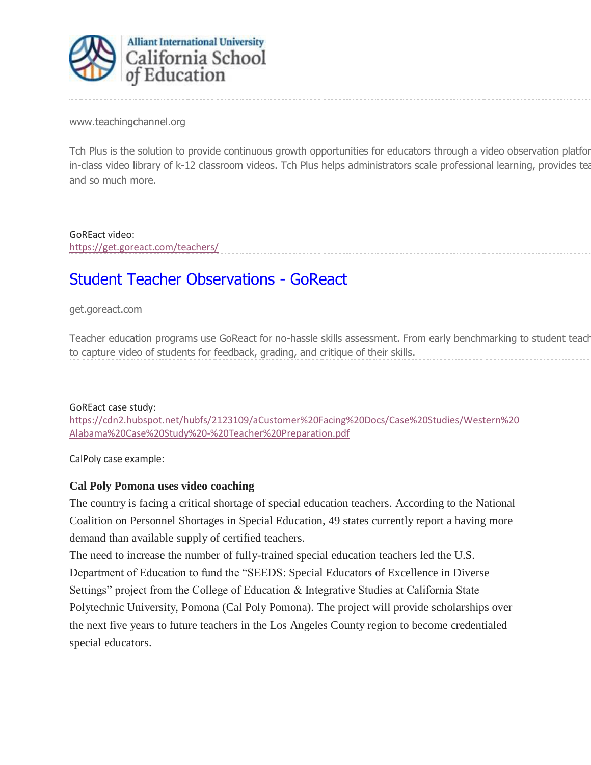Alliant International University
California School of Education

www.teachingchannel.org

Tch Plus is the solution to provide continuous growth opportunities for educators through a video observation platfor in-class video library of k-12 classroom videos. Tch Plus helps administrators scale professional learning, provides tea and so much more.

GoREact video:
https://get.goreact.com/teachers/

## [Student Teacher Observations - GoReact](https://get.goreact.com/teachers/)

get.goreact.com

Teacher education programs use GoReact for no-hassle skills assessment. From early benchmarking to student teach to capture video of students for feedback, grading, and critique of their skills.

GoREact case study:
https://cdn2.hubspot.net/hubfs/2123109/aCustomer%20Facing%20Docs/Case%20Studies/Western%20Alabama%20Case%20Study%20-%20Teacher%20Preparation.pdf

CalPoly case example:

**Cal Poly Pomona uses video coaching**

The country is facing a critical shortage of special education teachers. According to the National Coalition on Personnel Shortages in Special Education, 49 states currently report a having more demand than available supply of certified teachers.

The need to increase the number of fully-trained special education teachers led the U.S. Department of Education to fund the "SEEDS: Special Educators of Excellence in Diverse Settings" project from the College of Education & Integrative Studies at California State Polytechnic University, Pomona (Cal Poly Pomona). The project will provide scholarships over the next five years to future teachers in the Los Angeles County region to become credentialed special educators.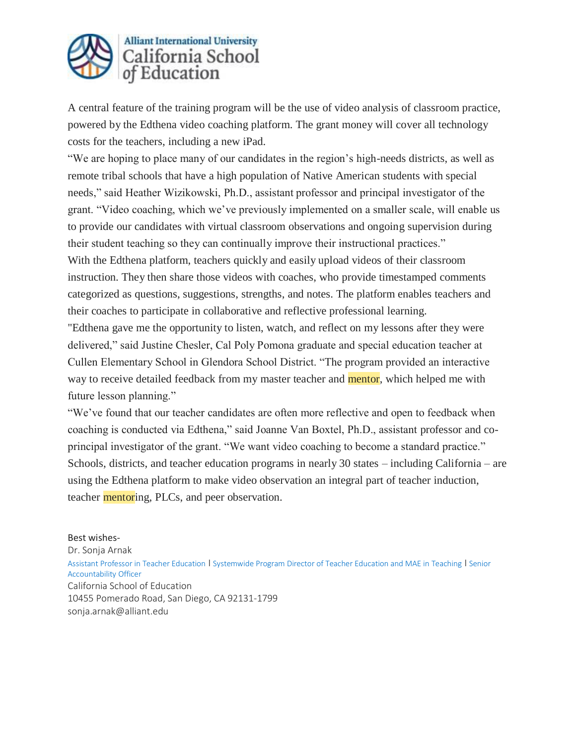Alliant International University
California School of Education

A central feature of the training program will be the use of video analysis of classroom practice, powered by the Edthena video coaching platform. The grant money will cover all technology costs for the teachers, including a new iPad.

“We are hoping to place many of our candidates in the region’s high-needs districts, as well as remote tribal schools that have a high population of Native American students with special needs,” said Heather Wizikowski, Ph.D., assistant professor and principal investigator of the grant. “Video coaching, which we’ve previously implemented on a smaller scale, will enable us to provide our candidates with virtual classroom observations and ongoing supervision during their student teaching so they can continually improve their instructional practices.”

With the Edthena platform, teachers quickly and easily upload videos of their classroom instruction. They then share those videos with coaches, who provide timestamped comments categorized as questions, suggestions, strengths, and notes. The platform enables teachers and their coaches to participate in collaborative and reflective professional learning.

"Edthena gave me the opportunity to listen, watch, and reflect on my lessons after they were delivered,” said Justine Chesler, Cal Poly Pomona graduate and special education teacher at Cullen Elementary School in Glendora School District. “The program provided an interactive way to receive detailed feedback from my master teacher and mentor, which helped me with future lesson planning.”

“We’ve found that our teacher candidates are often more reflective and open to feedback when coaching is conducted via Edthena,” said Joanne Van Boxtel, Ph.D., assistant professor and co-principal investigator of the grant. “We want video coaching to become a standard practice.”

Schools, districts, and teacher education programs in nearly 30 states – including California – are using the Edthena platform to make video observation an integral part of teacher induction, teacher mentoring, PLCs, and peer observation.

Best wishes-
Dr. Sonja Arnak
Assistant Professor in Teacher Education | Systemwide Program Director of Teacher Education and MAE in Teaching | Senior Accountability Officer
California School of Education
10455 Pomerado Road, San Diego, CA 92131-1799
sonja.arnak@alliant.edu